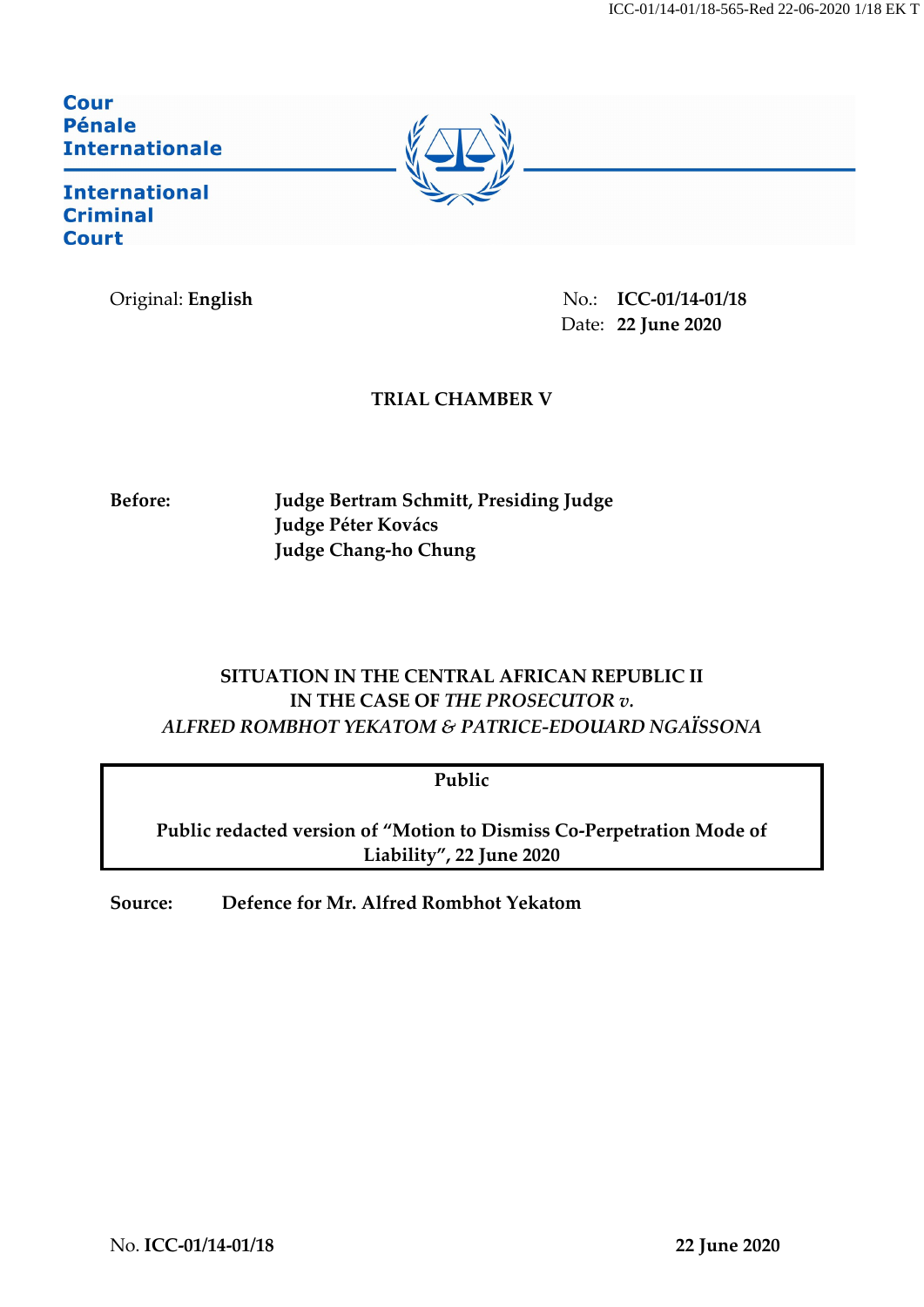Cour
Pénale
Internationale

International
Criminal
Court

Original: **English**

No.: **ICC-01/14-01/18**
Date: **22 June 2020**

**TRIAL CHAMBER V**

**Before:** **Judge Bertram Schmitt, Presiding Judge**
**Judge Péter Kovács**
**Judge Chang-ho Chung**

**SITUATION IN THE CENTRAL AFRICAN REPUBLIC II**
**IN THE CASE OF *THE PROSECUTOR v.***
***ALFRED ROMBHOT YEKATOM & PATRICE-EDOUARD NGAÏSSONA***

**Public**

**Public redacted version of "Motion to Dismiss Co-Perpetration Mode of Liability", 22 June 2020**

**Source:** **Defence for Mr. Alfred Rombhot Yekatom**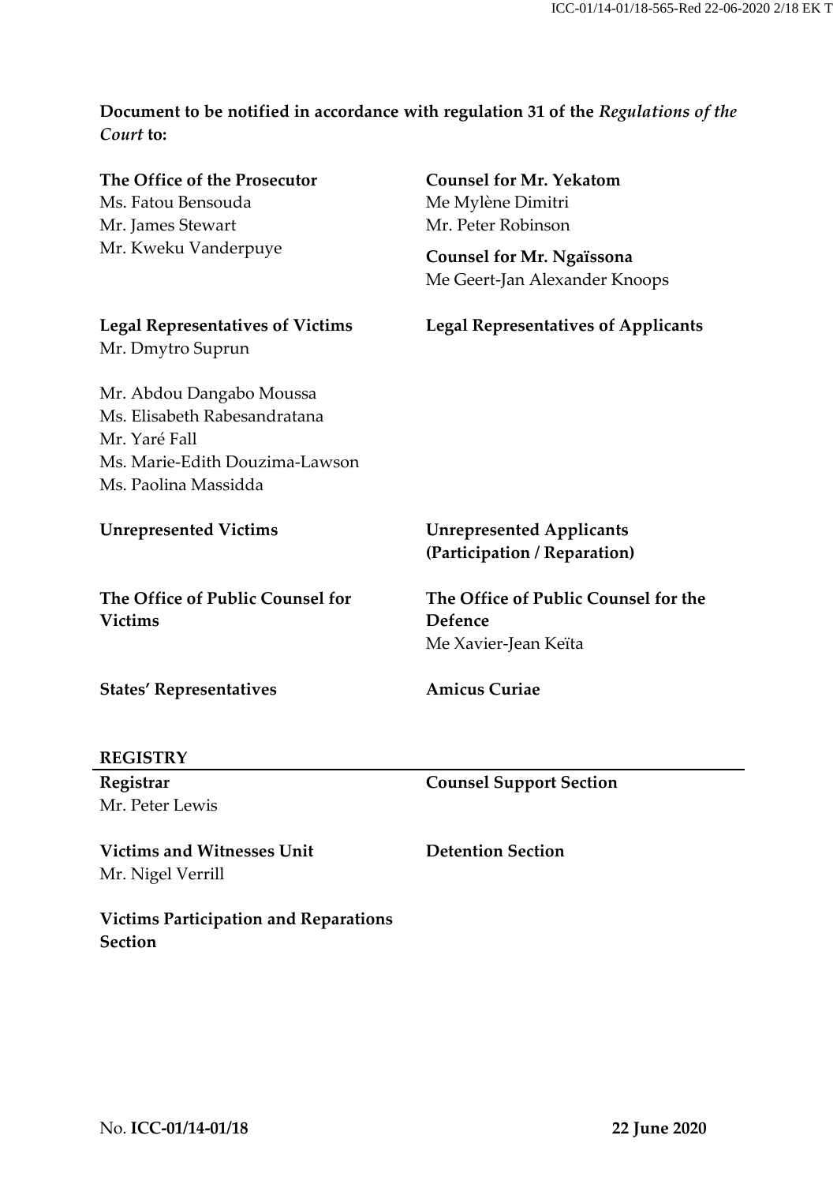**Document to be notified in accordance with regulation 31 of the *Regulations of the Court* to:**

**The Office of the Prosecutor**
Ms. Fatou Bensouda
Mr. James Stewart
Mr. Kweku Vanderpuye

**Counsel for Mr. Yekatom**
Me Mylène Dimitri
Mr. Peter Robinson

**Counsel for Mr. Ngaïssona**
Me Geert-Jan Alexander Knoops

**Legal Representatives of Victims**
Mr. Dmytro Suprun

Mr. Abdou Dangabo Moussa
Ms. Elisabeth Rabesandratana
Mr. Yaré Fall
Ms. Marie-Edith Douzima-Lawson
Ms. Paolina Massidda

**Legal Representatives of Applicants**

**Unrepresented Victims**

**Unrepresented Applicants (Participation / Reparation)**

**The Office of Public Counsel for Victims**

**The Office of Public Counsel for the Defence**
Me Xavier-Jean Keïta

**States' Representatives**

**Amicus Curiae**

**REGISTRY**

**Registrar**
Mr. Peter Lewis

**Counsel Support Section**

**Victims and Witnesses Unit**
Mr. Nigel Verrill

**Detention Section**

**Victims Participation and Reparations Section**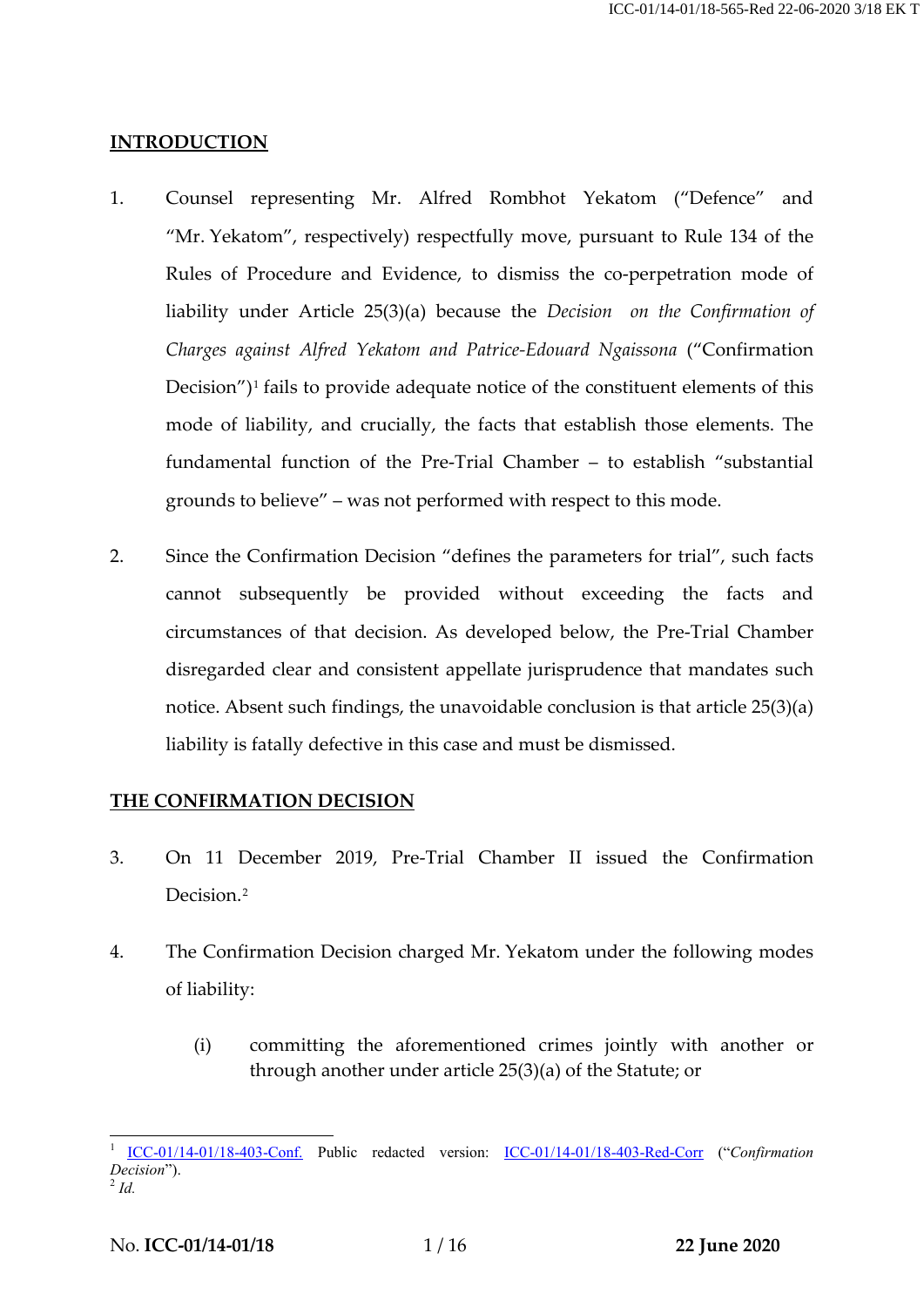## INTRODUCTION

1. Counsel representing Mr. Alfred Rombhot Yekatom ("Defence" and "Mr. Yekatom", respectively) respectfully move, pursuant to Rule 134 of the Rules of Procedure and Evidence, to dismiss the co-perpetration mode of liability under Article 25(3)(a) because the *Decision on the Confirmation of Charges against Alfred Yekatom and Patrice-Edouard Ngaissona* ("Confirmation Decision")[1] fails to provide adequate notice of the constituent elements of this mode of liability, and crucially, the facts that establish those elements. The fundamental function of the Pre-Trial Chamber – to establish "substantial grounds to believe" – was not performed with respect to this mode.

2. Since the Confirmation Decision "defines the parameters for trial", such facts cannot subsequently be provided without exceeding the facts and circumstances of that decision. As developed below, the Pre-Trial Chamber disregarded clear and consistent appellate jurisprudence that mandates such notice. Absent such findings, the unavoidable conclusion is that article 25(3)(a) liability is fatally defective in this case and must be dismissed.

## THE CONFIRMATION DECISION

3. On 11 December 2019, Pre-Trial Chamber II issued the Confirmation Decision.[2]

4. The Confirmation Decision charged Mr. Yekatom under the following modes of liability:

   (i) committing the aforementioned crimes jointly with another or through another under article 25(3)(a) of the Statute; or

---

[1] ICC-01/14-01/18-403-Conf. Public redacted version: ICC-01/14-01/18-403-Red-Corr ("*Confirmation Decision*").

[2] *Id.*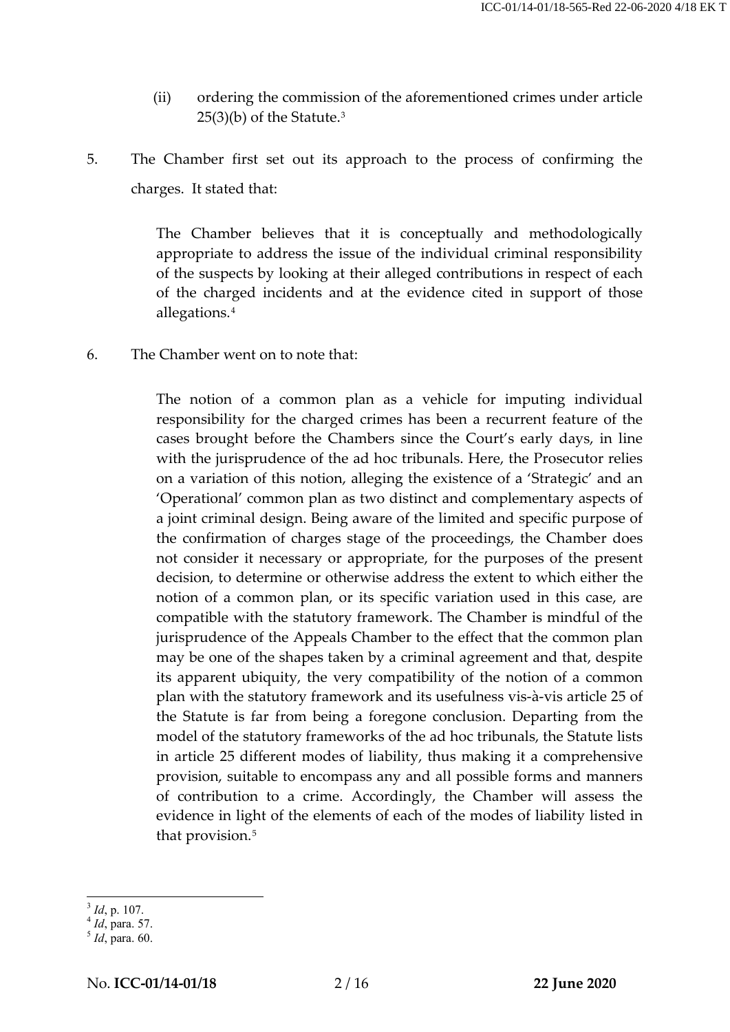(ii) ordering the commission of the aforementioned crimes under article 25(3)(b) of the Statute.[3]

5. The Chamber first set out its approach to the process of confirming the charges. It stated that:

> The Chamber believes that it is conceptually and methodologically appropriate to address the issue of the individual criminal responsibility of the suspects by looking at their alleged contributions in respect of each of the charged incidents and at the evidence cited in support of those allegations.[4]

6. The Chamber went on to note that:

> The notion of a common plan as a vehicle for imputing individual responsibility for the charged crimes has been a recurrent feature of the cases brought before the Chambers since the Court's early days, in line with the jurisprudence of the ad hoc tribunals. Here, the Prosecutor relies on a variation of this notion, alleging the existence of a 'Strategic' and an 'Operational' common plan as two distinct and complementary aspects of a joint criminal design. Being aware of the limited and specific purpose of the confirmation of charges stage of the proceedings, the Chamber does not consider it necessary or appropriate, for the purposes of the present decision, to determine or otherwise address the extent to which either the notion of a common plan, or its specific variation used in this case, are compatible with the statutory framework. The Chamber is mindful of the jurisprudence of the Appeals Chamber to the effect that the common plan may be one of the shapes taken by a criminal agreement and that, despite its apparent ubiquity, the very compatibility of the notion of a common plan with the statutory framework and its usefulness vis-à-vis article 25 of the Statute is far from being a foregone conclusion. Departing from the model of the statutory frameworks of the ad hoc tribunals, the Statute lists in article 25 different modes of liability, thus making it a comprehensive provision, suitable to encompass any and all possible forms and manners of contribution to a crime. Accordingly, the Chamber will assess the evidence in light of the elements of each of the modes of liability listed in that provision.[5]

---

[3] *Id*, p. 107.

[4] *Id*, para. 57.

[5] *Id*, para. 60.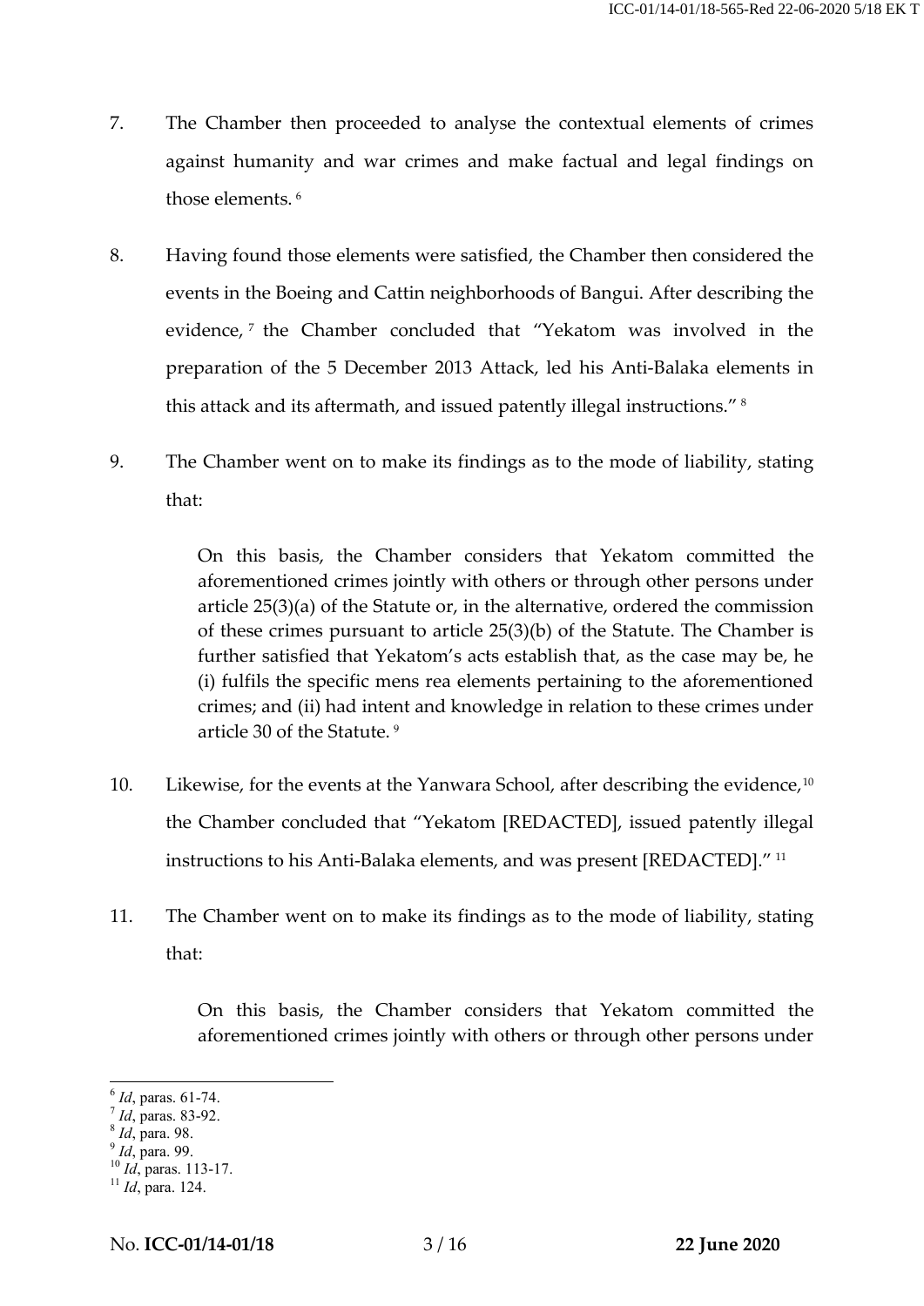7. The Chamber then proceeded to analyse the contextual elements of crimes against humanity and war crimes and make factual and legal findings on those elements. [6]

8. Having found those elements were satisfied, the Chamber then considered the events in the Boeing and Cattin neighborhoods of Bangui. After describing the evidence, [7] the Chamber concluded that "Yekatom was involved in the preparation of the 5 December 2013 Attack, led his Anti-Balaka elements in this attack and its aftermath, and issued patently illegal instructions." [8]

9. The Chamber went on to make its findings as to the mode of liability, stating that:

> On this basis, the Chamber considers that Yekatom committed the aforementioned crimes jointly with others or through other persons under article 25(3)(a) of the Statute or, in the alternative, ordered the commission of these crimes pursuant to article 25(3)(b) of the Statute. The Chamber is further satisfied that Yekatom's acts establish that, as the case may be, he (i) fulfils the specific mens rea elements pertaining to the aforementioned crimes; and (ii) had intent and knowledge in relation to these crimes under article 30 of the Statute. [9]

10. Likewise, for the events at the Yanwara School, after describing the evidence, [10] the Chamber concluded that "Yekatom [REDACTED], issued patently illegal instructions to his Anti-Balaka elements, and was present [REDACTED]." [11]

11. The Chamber went on to make its findings as to the mode of liability, stating that:

> On this basis, the Chamber considers that Yekatom committed the aforementioned crimes jointly with others or through other persons under

---

[6] *Id*, paras. 61-74.
[7] *Id*, paras. 83-92.
[8] *Id*, para. 98.
[9] *Id*, para. 99.
[10] *Id*, paras. 113-17.
[11] *Id*, para. 124.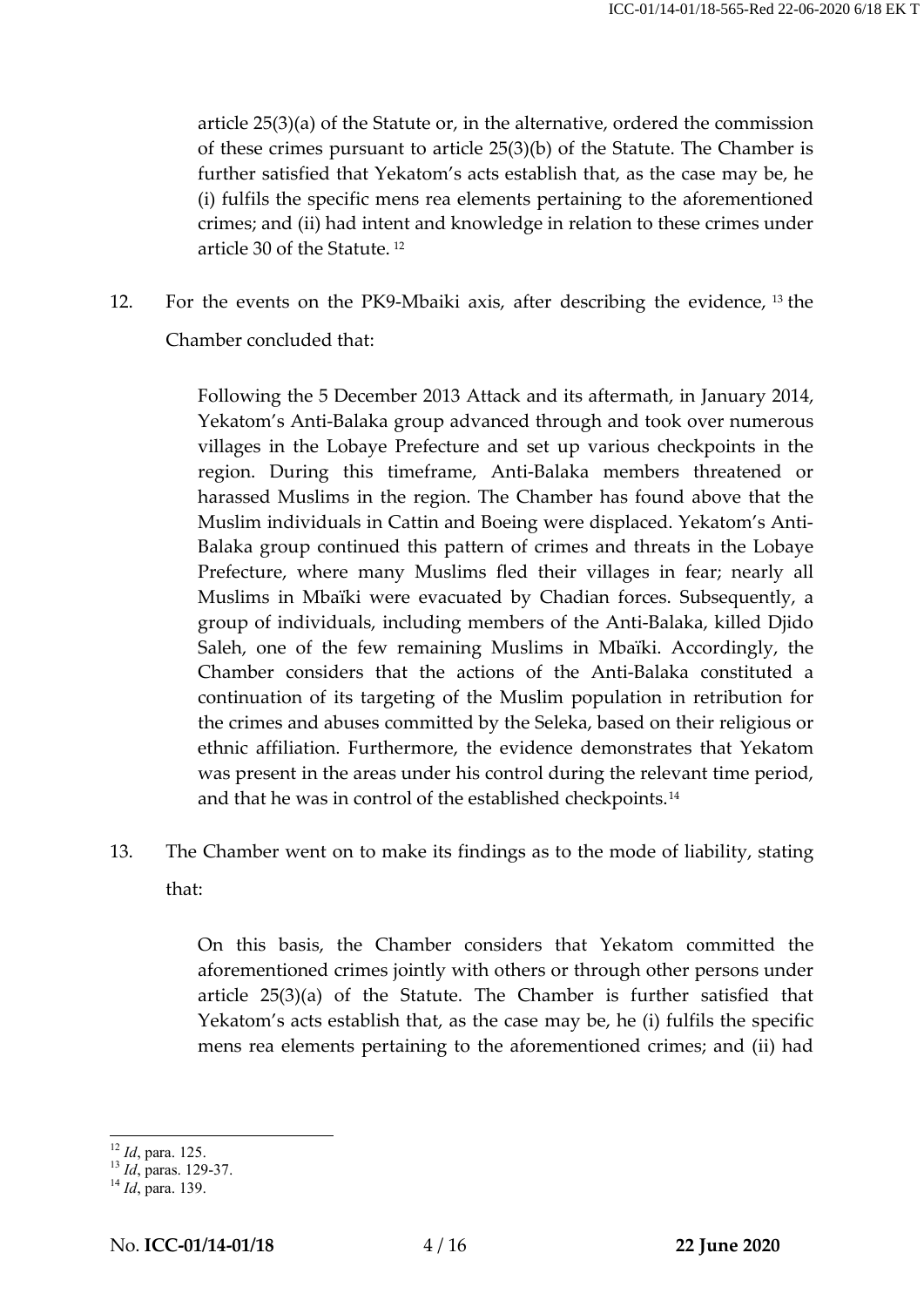> article 25(3)(a) of the Statute or, in the alternative, ordered the commission of these crimes pursuant to article 25(3)(b) of the Statute. The Chamber is further satisfied that Yekatom's acts establish that, as the case may be, he (i) fulfils the specific mens rea elements pertaining to the aforementioned crimes; and (ii) had intent and knowledge in relation to these crimes under article 30 of the Statute. [12]

12. For the events on the PK9-Mbaiki axis, after describing the evidence, [13] the Chamber concluded that:

> Following the 5 December 2013 Attack and its aftermath, in January 2014, Yekatom's Anti-Balaka group advanced through and took over numerous villages in the Lobaye Prefecture and set up various checkpoints in the region. During this timeframe, Anti-Balaka members threatened or harassed Muslims in the region. The Chamber has found above that the Muslim individuals in Cattin and Boeing were displaced. Yekatom's Anti-Balaka group continued this pattern of crimes and threats in the Lobaye Prefecture, where many Muslims fled their villages in fear; nearly all Muslims in Mbaïki were evacuated by Chadian forces. Subsequently, a group of individuals, including members of the Anti-Balaka, killed Djido Saleh, one of the few remaining Muslims in Mbaïki. Accordingly, the Chamber considers that the actions of the Anti-Balaka constituted a continuation of its targeting of the Muslim population in retribution for the crimes and abuses committed by the Seleka, based on their religious or ethnic affiliation. Furthermore, the evidence demonstrates that Yekatom was present in the areas under his control during the relevant time period, and that he was in control of the established checkpoints.[14]

13. The Chamber went on to make its findings as to the mode of liability, stating that:

> On this basis, the Chamber considers that Yekatom committed the aforementioned crimes jointly with others or through other persons under article 25(3)(a) of the Statute. The Chamber is further satisfied that Yekatom's acts establish that, as the case may be, he (i) fulfils the specific mens rea elements pertaining to the aforementioned crimes; and (ii) had

---

[12] *Id*, para. 125.

[13] *Id*, paras. 129-37.

[14] *Id*, para. 139.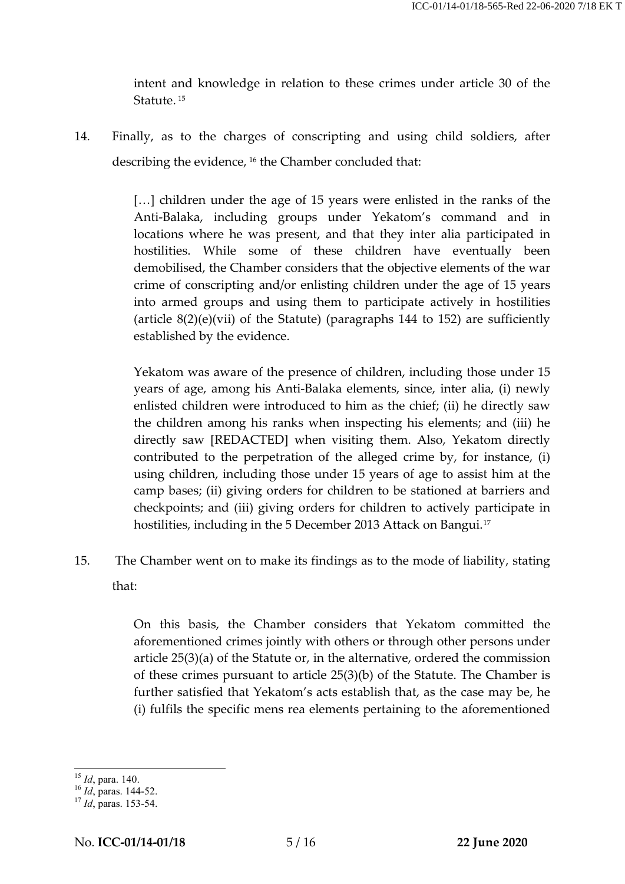intent and knowledge in relation to these crimes under article 30 of the Statute. [15]

14. Finally, as to the charges of conscripting and using child soldiers, after describing the evidence, [16] the Chamber concluded that:

> […] children under the age of 15 years were enlisted in the ranks of the Anti-Balaka, including groups under Yekatom's command and in locations where he was present, and that they inter alia participated in hostilities. While some of these children have eventually been demobilised, the Chamber considers that the objective elements of the war crime of conscripting and/or enlisting children under the age of 15 years into armed groups and using them to participate actively in hostilities (article 8(2)(e)(vii) of the Statute) (paragraphs 144 to 152) are sufficiently established by the evidence.
>
> Yekatom was aware of the presence of children, including those under 15 years of age, among his Anti-Balaka elements, since, inter alia, (i) newly enlisted children were introduced to him as the chief; (ii) he directly saw the children among his ranks when inspecting his elements; and (iii) he directly saw [REDACTED] when visiting them. Also, Yekatom directly contributed to the perpetration of the alleged crime by, for instance, (i) using children, including those under 15 years of age to assist him at the camp bases; (ii) giving orders for children to be stationed at barriers and checkpoints; and (iii) giving orders for children to actively participate in hostilities, including in the 5 December 2013 Attack on Bangui.[17]

15. The Chamber went on to make its findings as to the mode of liability, stating that:

> On this basis, the Chamber considers that Yekatom committed the aforementioned crimes jointly with others or through other persons under article 25(3)(a) of the Statute or, in the alternative, ordered the commission of these crimes pursuant to article 25(3)(b) of the Statute. The Chamber is further satisfied that Yekatom's acts establish that, as the case may be, he (i) fulfils the specific mens rea elements pertaining to the aforementioned

---

[15] *Id*, para. 140.

[16] *Id*, paras. 144-52.

[17] *Id*, paras. 153-54.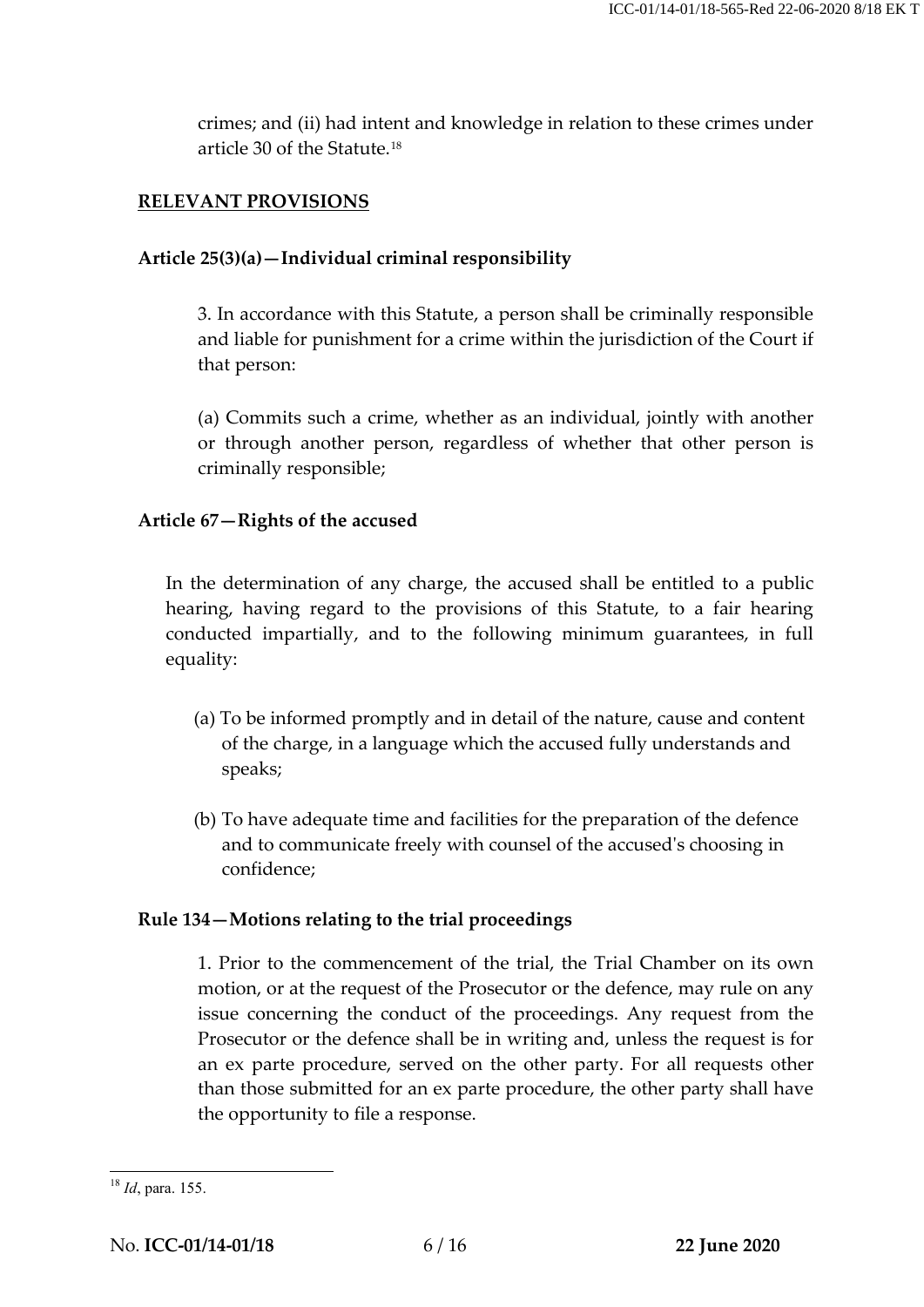crimes; and (ii) had intent and knowledge in relation to these crimes under article 30 of the Statute.[18]

## RELEVANT PROVISIONS

### Article 25(3)(a)—Individual criminal responsibility

3. In accordance with this Statute, a person shall be criminally responsible and liable for punishment for a crime within the jurisdiction of the Court if that person:

(a) Commits such a crime, whether as an individual, jointly with another or through another person, regardless of whether that other person is criminally responsible;

### Article 67—Rights of the accused

In the determination of any charge, the accused shall be entitled to a public hearing, having regard to the provisions of this Statute, to a fair hearing conducted impartially, and to the following minimum guarantees, in full equality:

(a) To be informed promptly and in detail of the nature, cause and content of the charge, in a language which the accused fully understands and speaks;

(b) To have adequate time and facilities for the preparation of the defence and to communicate freely with counsel of the accused's choosing in confidence;

### Rule 134—Motions relating to the trial proceedings

1. Prior to the commencement of the trial, the Trial Chamber on its own motion, or at the request of the Prosecutor or the defence, may rule on any issue concerning the conduct of the proceedings. Any request from the Prosecutor or the defence shall be in writing and, unless the request is for an ex parte procedure, served on the other party. For all requests other than those submitted for an ex parte procedure, the other party shall have the opportunity to file a response.

---

[18] *Id*, para. 155.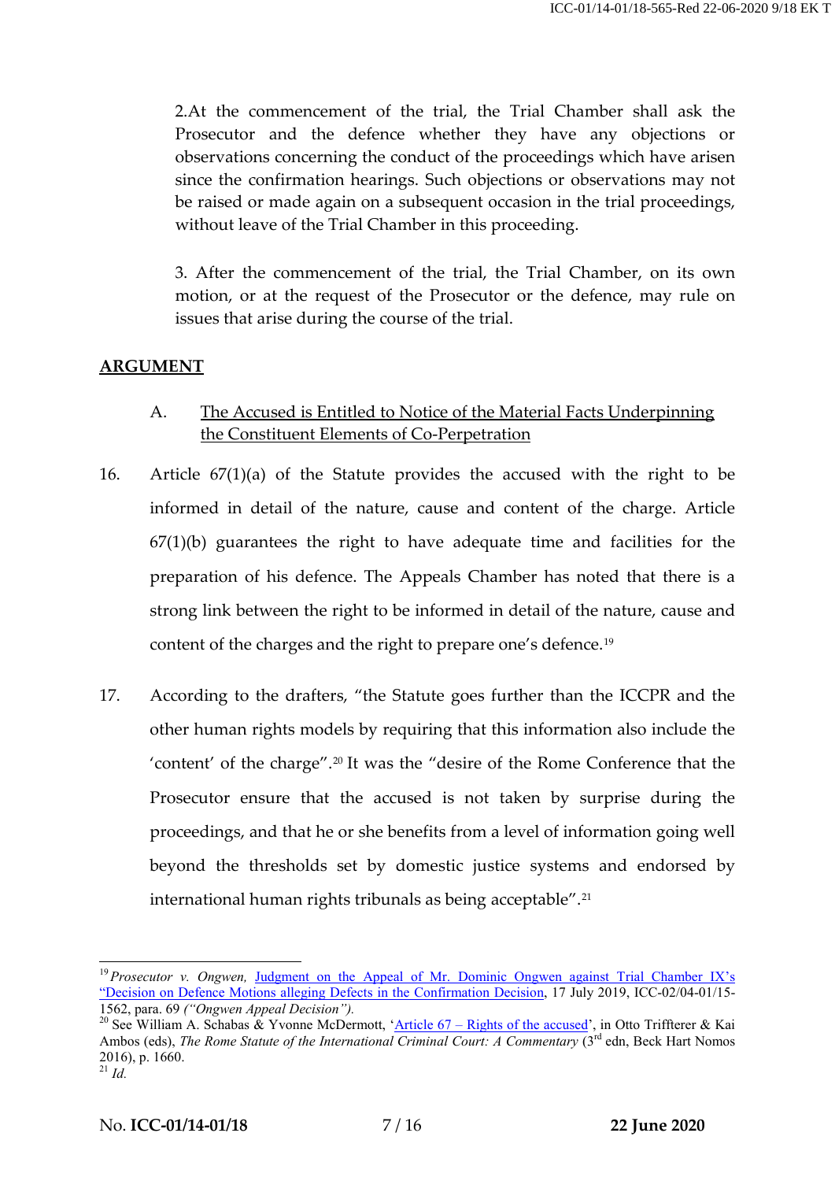2.At the commencement of the trial, the Trial Chamber shall ask the Prosecutor and the defence whether they have any objections or observations concerning the conduct of the proceedings which have arisen since the confirmation hearings. Such objections or observations may not be raised or made again on a subsequent occasion in the trial proceedings, without leave of the Trial Chamber in this proceeding.

3. After the commencement of the trial, the Trial Chamber, on its own motion, or at the request of the Prosecutor or the defence, may rule on issues that arise during the course of the trial.

## ARGUMENT

### A. The Accused is Entitled to Notice of the Material Facts Underpinning the Constituent Elements of Co-Perpetration

16. Article 67(1)(a) of the Statute provides the accused with the right to be informed in detail of the nature, cause and content of the charge. Article 67(1)(b) guarantees the right to have adequate time and facilities for the preparation of his defence. The Appeals Chamber has noted that there is a strong link between the right to be informed in detail of the nature, cause and content of the charges and the right to prepare one's defence.[19]

17. According to the drafters, "the Statute goes further than the ICCPR and the other human rights models by requiring that this information also include the 'content' of the charge".[20] It was the "desire of the Rome Conference that the Prosecutor ensure that the accused is not taken by surprise during the proceedings, and that he or she benefits from a level of information going well beyond the thresholds set by domestic justice systems and endorsed by international human rights tribunals as being acceptable".[21]

---

[19] *Prosecutor v. Ongwen*, Judgment on the Appeal of Mr. Dominic Ongwen against Trial Chamber IX's "Decision on Defence Motions alleging Defects in the Confirmation Decision, 17 July 2019, ICC-02/04-01/15-1562, para. 69 *("Ongwen Appeal Decision").*

[20] See William A. Schabas & Yvonne McDermott, 'Article 67 – Rights of the accused', in Otto Triffterer & Kai Ambos (eds), *The Rome Statute of the International Criminal Court: A Commentary* (3rd edn, Beck Hart Nomos 2016), p. 1660.

[21] *Id.*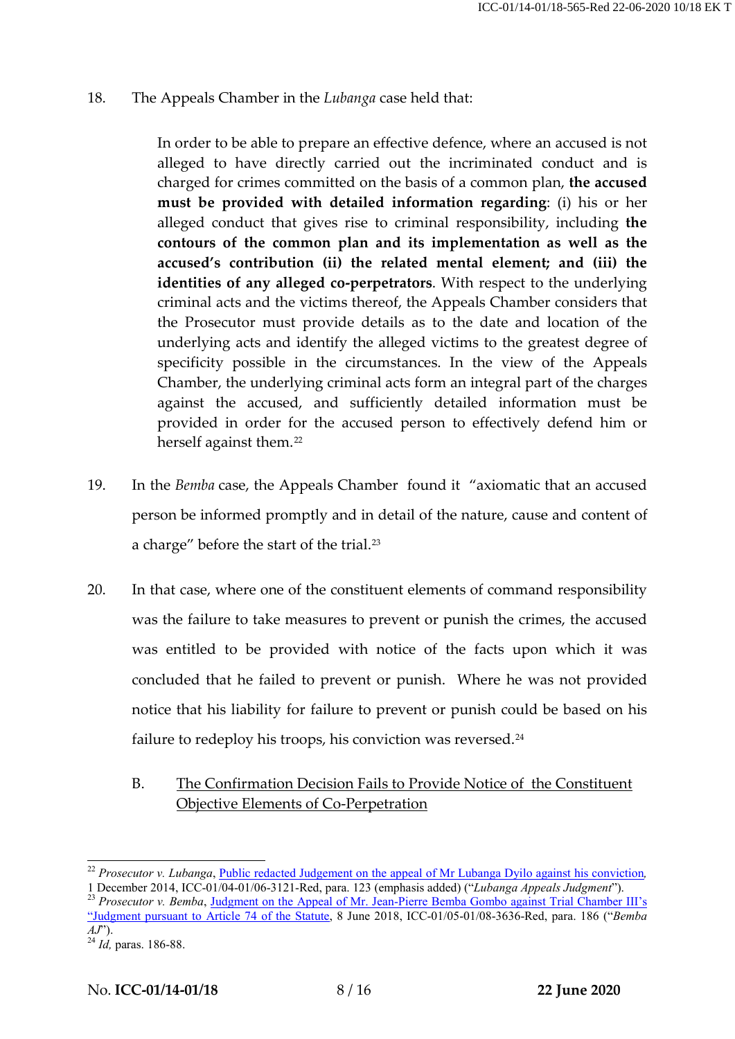18. The Appeals Chamber in the *Lubanga* case held that:

> In order to be able to prepare an effective defence, where an accused is not alleged to have directly carried out the incriminated conduct and is charged for crimes committed on the basis of a common plan, **the accused must be provided with detailed information regarding**: (i) his or her alleged conduct that gives rise to criminal responsibility, including **the contours of the common plan and its implementation as well as the accused's contribution (ii) the related mental element; and (iii) the identities of any alleged co-perpetrators**. With respect to the underlying criminal acts and the victims thereof, the Appeals Chamber considers that the Prosecutor must provide details as to the date and location of the underlying acts and identify the alleged victims to the greatest degree of specificity possible in the circumstances. In the view of the Appeals Chamber, the underlying criminal acts form an integral part of the charges against the accused, and sufficiently detailed information must be provided in order for the accused person to effectively defend him or herself against them.[22]

19. In the *Bemba* case, the Appeals Chamber found it "axiomatic that an accused person be informed promptly and in detail of the nature, cause and content of a charge" before the start of the trial.[23]

20. In that case, where one of the constituent elements of command responsibility was the failure to take measures to prevent or punish the crimes, the accused was entitled to be provided with notice of the facts upon which it was concluded that he failed to prevent or punish. Where he was not provided notice that his liability for failure to prevent or punish could be based on his failure to redeploy his troops, his conviction was reversed.[24]

## B. The Confirmation Decision Fails to Provide Notice of the Constituent Objective Elements of Co-Perpetration

---

[22] *Prosecutor v. Lubanga*, Public redacted Judgement on the appeal of Mr Lubanga Dyilo against his conviction, 1 December 2014, ICC-01/04-01/06-3121-Red, para. 123 (emphasis added) ("*Lubanga Appeals Judgment*").

[23] *Prosecutor v. Bemba*, Judgment on the Appeal of Mr. Jean-Pierre Bemba Gombo against Trial Chamber III's "Judgment pursuant to Article 74 of the Statute, 8 June 2018, ICC-01/05-01/08-3636-Red, para. 186 ("*Bemba AJ*").

[24] *Id*, paras. 186-88.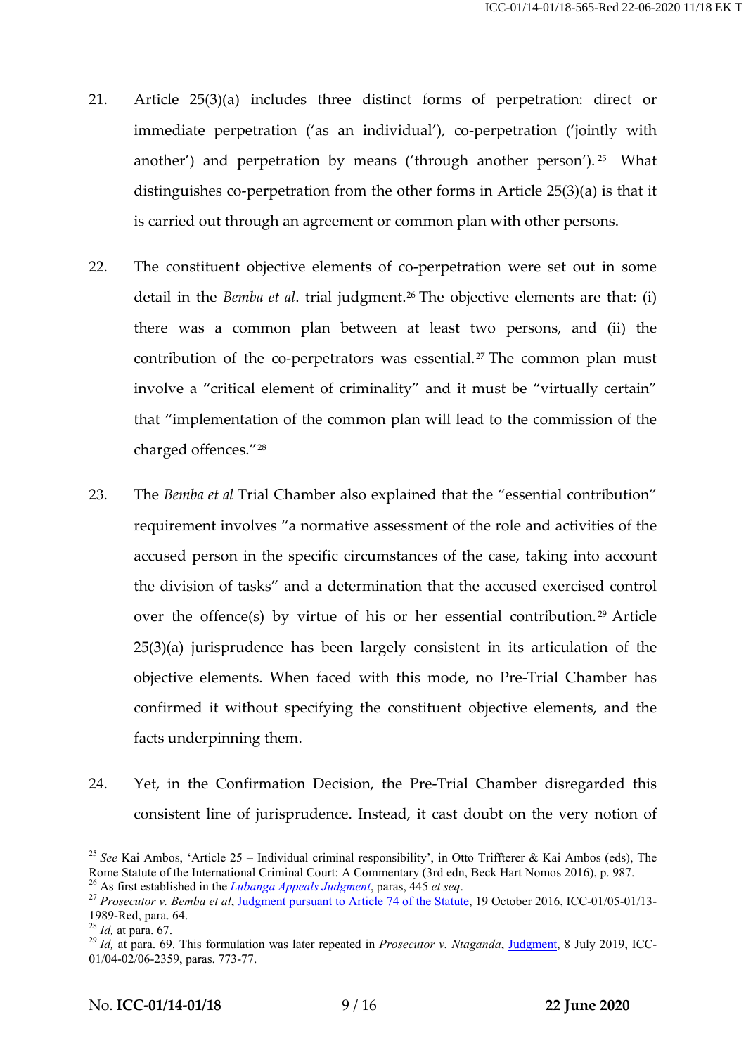21. Article 25(3)(a) includes three distinct forms of perpetration: direct or immediate perpetration ('as an individual'), co-perpetration ('jointly with another') and perpetration by means ('through another person').[25] What distinguishes co-perpetration from the other forms in Article 25(3)(a) is that it is carried out through an agreement or common plan with other persons.

22. The constituent objective elements of co-perpetration were set out in some detail in the *Bemba et al*. trial judgment.[26] The objective elements are that: (i) there was a common plan between at least two persons, and (ii) the contribution of the co-perpetrators was essential.[27] The common plan must involve a "critical element of criminality" and it must be "virtually certain" that "implementation of the common plan will lead to the commission of the charged offences."[28]

23. The *Bemba et al* Trial Chamber also explained that the "essential contribution" requirement involves "a normative assessment of the role and activities of the accused person in the specific circumstances of the case, taking into account the division of tasks" and a determination that the accused exercised control over the offence(s) by virtue of his or her essential contribution.[29] Article 25(3)(a) jurisprudence has been largely consistent in its articulation of the objective elements. When faced with this mode, no Pre-Trial Chamber has confirmed it without specifying the constituent objective elements, and the facts underpinning them.

24. Yet, in the Confirmation Decision, the Pre-Trial Chamber disregarded this consistent line of jurisprudence. Instead, it cast doubt on the very notion of

---

[25] *See* Kai Ambos, 'Article 25 – Individual criminal responsibility', in Otto Triffterer & Kai Ambos (eds), The Rome Statute of the International Criminal Court: A Commentary (3rd edn, Beck Hart Nomos 2016), p. 987.

[26] As first established in the *Lubanga Appeals Judgment*, paras, 445 *et seq*.

[27] *Prosecutor v. Bemba et al*, Judgment pursuant to Article 74 of the Statute, 19 October 2016, ICC-01/05-01/13-1989-Red, para. 64.

[28] *Id,* at para. 67.

[29] *Id,* at para. 69. This formulation was later repeated in *Prosecutor v. Ntaganda*, Judgment, 8 July 2019, ICC-01/04-02/06-2359, paras. 773-77.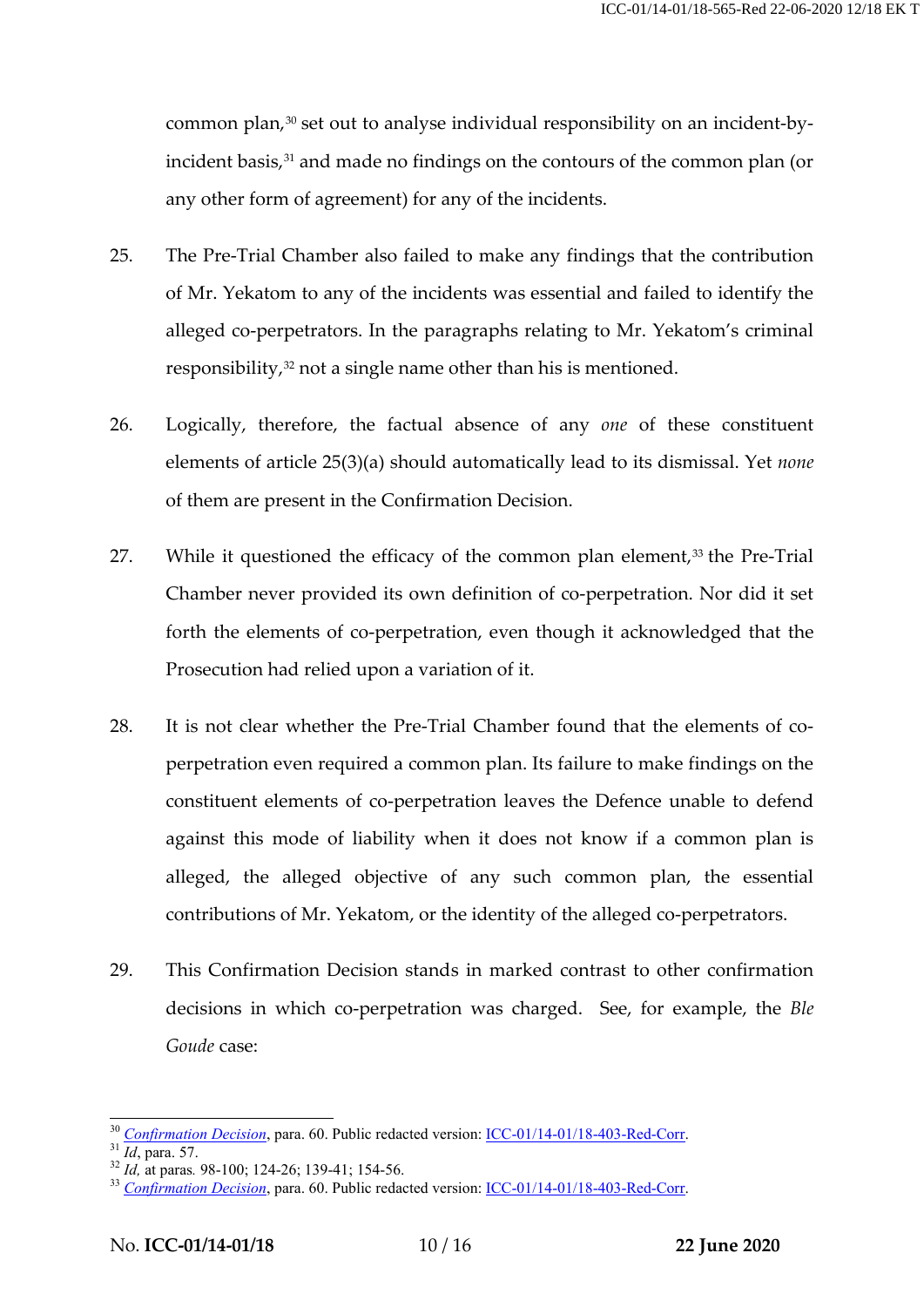common plan,[30] set out to analyse individual responsibility on an incident-by-incident basis,[31] and made no findings on the contours of the common plan (or any other form of agreement) for any of the incidents.

25. The Pre-Trial Chamber also failed to make any findings that the contribution of Mr. Yekatom to any of the incidents was essential and failed to identify the alleged co-perpetrators. In the paragraphs relating to Mr. Yekatom's criminal responsibility,[32] not a single name other than his is mentioned.

26. Logically, therefore, the factual absence of any *one* of these constituent elements of article 25(3)(a) should automatically lead to its dismissal. Yet *none* of them are present in the Confirmation Decision.

27. While it questioned the efficacy of the common plan element,[33] the Pre-Trial Chamber never provided its own definition of co-perpetration. Nor did it set forth the elements of co-perpetration, even though it acknowledged that the Prosecution had relied upon a variation of it.

28. It is not clear whether the Pre-Trial Chamber found that the elements of co-perpetration even required a common plan. Its failure to make findings on the constituent elements of co-perpetration leaves the Defence unable to defend against this mode of liability when it does not know if a common plan is alleged, the alleged objective of any such common plan, the essential contributions of Mr. Yekatom, or the identity of the alleged co-perpetrators.

29. This Confirmation Decision stands in marked contrast to other confirmation decisions in which co-perpetration was charged. See, for example, the *Ble Goude* case:

---

[30] *Confirmation Decision*, para. 60. Public redacted version: ICC-01/14-01/18-403-Red-Corr.

[31] *Id*, para. 57.

[32] *Id,* at paras. 98-100; 124-26; 139-41; 154-56.

[33] *Confirmation Decision*, para. 60. Public redacted version: ICC-01/14-01/18-403-Red-Corr.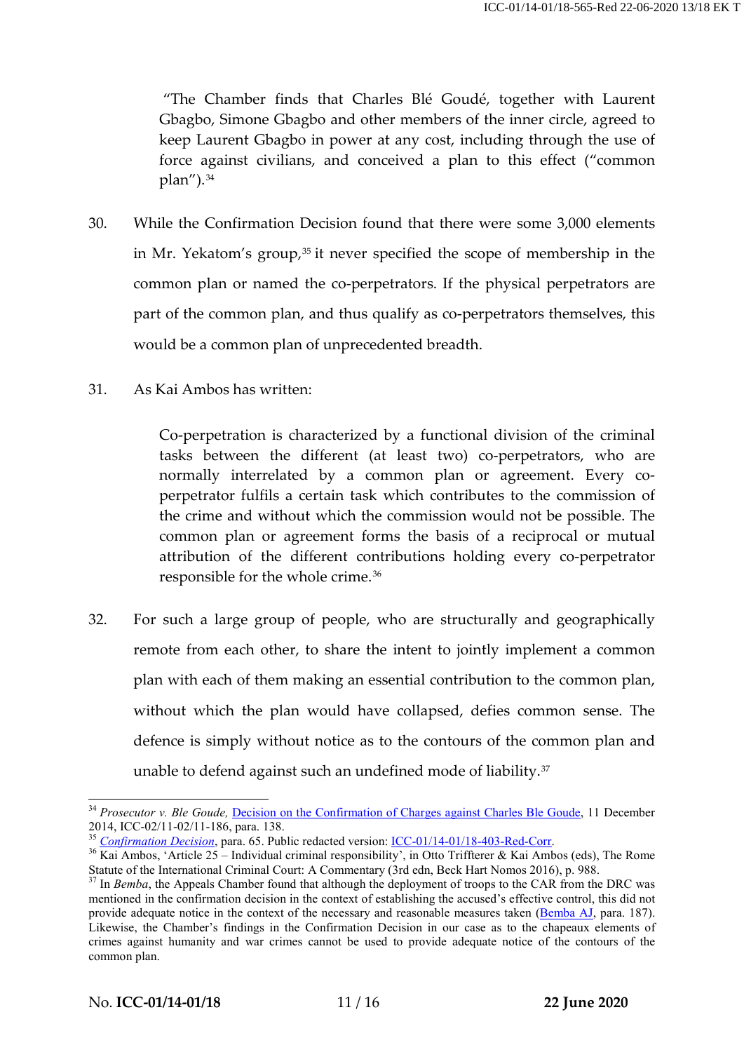> "The Chamber finds that Charles Blé Goudé, together with Laurent Gbagbo, Simone Gbagbo and other members of the inner circle, agreed to keep Laurent Gbagbo in power at any cost, including through the use of force against civilians, and conceived a plan to this effect ("common plan").[34]

30. While the Confirmation Decision found that there were some 3,000 elements in Mr. Yekatom's group,[35] it never specified the scope of membership in the common plan or named the co-perpetrators. If the physical perpetrators are part of the common plan, and thus qualify as co-perpetrators themselves, this would be a common plan of unprecedented breadth.

31. As Kai Ambos has written:

> Co-perpetration is characterized by a functional division of the criminal tasks between the different (at least two) co-perpetrators, who are normally interrelated by a common plan or agreement. Every co-perpetrator fulfils a certain task which contributes to the commission of the crime and without which the commission would not be possible. The common plan or agreement forms the basis of a reciprocal or mutual attribution of the different contributions holding every co-perpetrator responsible for the whole crime.[36]

32. For such a large group of people, who are structurally and geographically remote from each other, to share the intent to jointly implement a common plan with each of them making an essential contribution to the common plan, without which the plan would have collapsed, defies common sense. The defence is simply without notice as to the contours of the common plan and unable to defend against such an undefined mode of liability.[37]

---

[34] *Prosecutor v. Ble Goude,* Decision on the Confirmation of Charges against Charles Ble Goude, 11 December 2014, ICC-02/11-02/11-186, para. 138.

[35] *Confirmation Decision*, para. 65. Public redacted version: ICC-01/14-01/18-403-Red-Corr.

[36] Kai Ambos, 'Article 25 – Individual criminal responsibility', in Otto Triffterer & Kai Ambos (eds), The Rome Statute of the International Criminal Court: A Commentary (3rd edn, Beck Hart Nomos 2016), p. 988.

[37] In *Bemba*, the Appeals Chamber found that although the deployment of troops to the CAR from the DRC was mentioned in the confirmation decision in the context of establishing the accused's effective control, this did not provide adequate notice in the context of the necessary and reasonable measures taken (Bemba AJ, para. 187). Likewise, the Chamber's findings in the Confirmation Decision in our case as to the chapeaux elements of crimes against humanity and war crimes cannot be used to provide adequate notice of the contours of the common plan.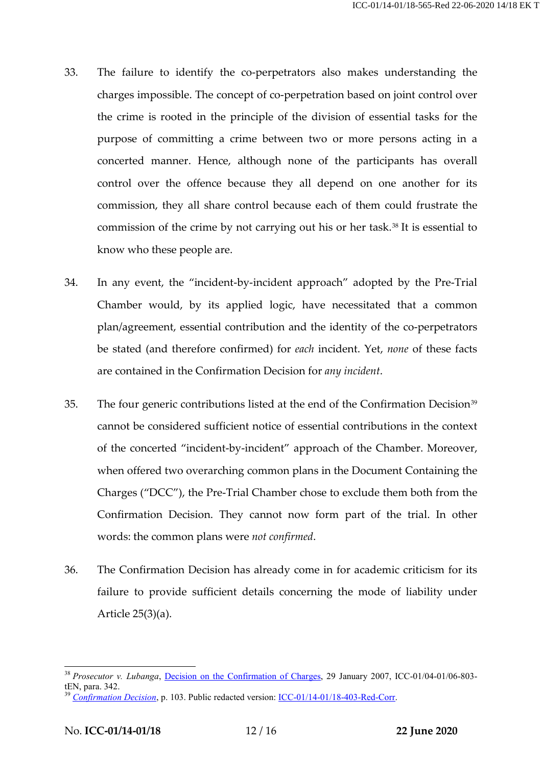33. The failure to identify the co-perpetrators also makes understanding the charges impossible. The concept of co-perpetration based on joint control over the crime is rooted in the principle of the division of essential tasks for the purpose of committing a crime between two or more persons acting in a concerted manner. Hence, although none of the participants has overall control over the offence because they all depend on one another for its commission, they all share control because each of them could frustrate the commission of the crime by not carrying out his or her task.[38] It is essential to know who these people are.

34. In any event, the "incident-by-incident approach" adopted by the Pre-Trial Chamber would, by its applied logic, have necessitated that a common plan/agreement, essential contribution and the identity of the co-perpetrators be stated (and therefore confirmed) for *each* incident. Yet, *none* of these facts are contained in the Confirmation Decision for *any incident*.

35. The four generic contributions listed at the end of the Confirmation Decision[39] cannot be considered sufficient notice of essential contributions in the context of the concerted "incident-by-incident" approach of the Chamber. Moreover, when offered two overarching common plans in the Document Containing the Charges ("DCC"), the Pre-Trial Chamber chose to exclude them both from the Confirmation Decision. They cannot now form part of the trial. In other words: the common plans were *not confirmed*.

36. The Confirmation Decision has already come in for academic criticism for its failure to provide sufficient details concerning the mode of liability under Article 25(3)(a).

---

[38] *Prosecutor v. Lubanga*, Decision on the Confirmation of Charges, 29 January 2007, ICC-01/04-01/06-803-tEN, para. 342.

[39] *Confirmation Decision*, p. 103. Public redacted version: ICC-01/14-01/18-403-Red-Corr.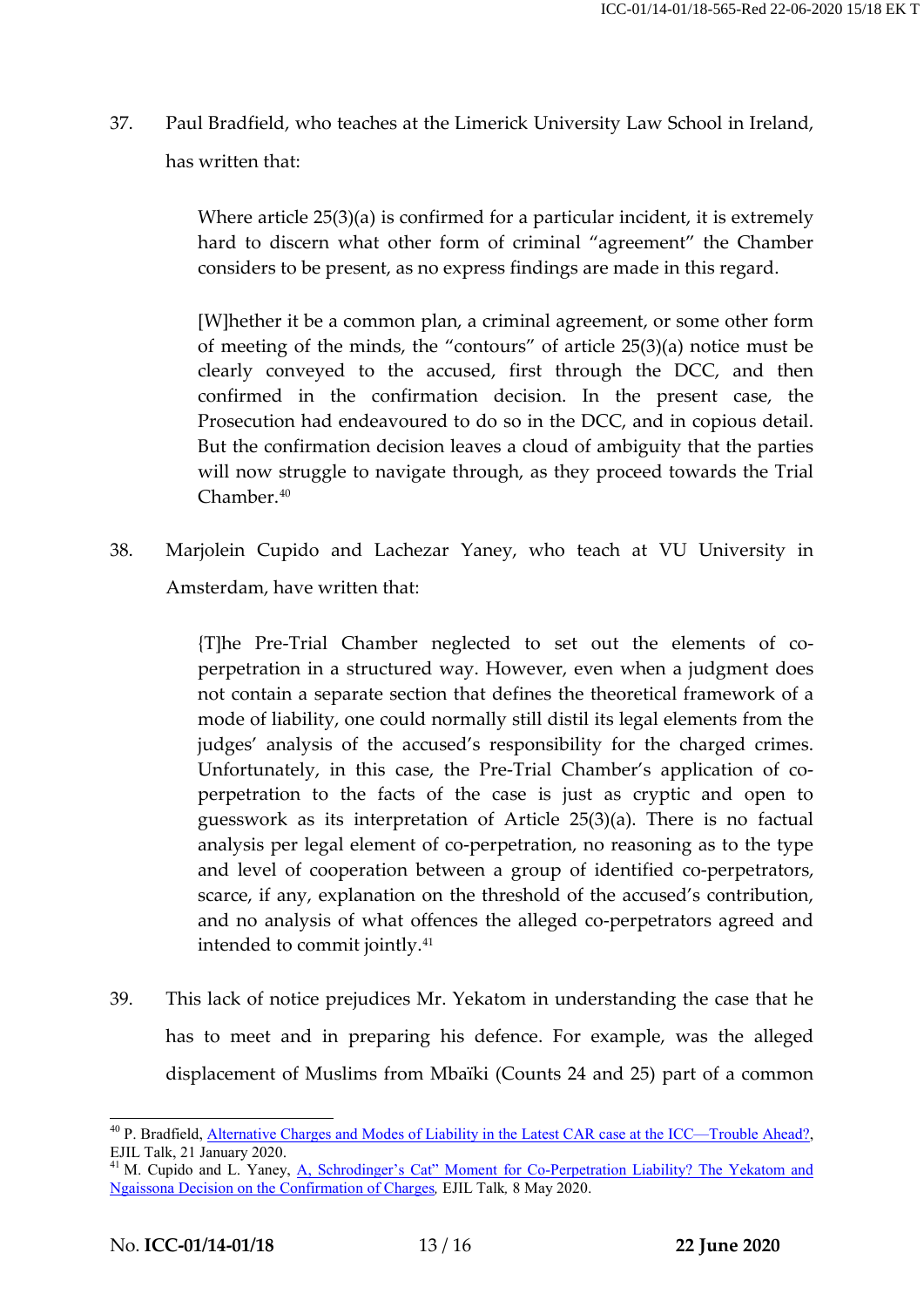37. Paul Bradfield, who teaches at the Limerick University Law School in Ireland, has written that:

> Where article 25(3)(a) is confirmed for a particular incident, it is extremely hard to discern what other form of criminal "agreement" the Chamber considers to be present, as no express findings are made in this regard.
>
> [W]hether it be a common plan, a criminal agreement, or some other form of meeting of the minds, the "contours" of article 25(3)(a) notice must be clearly conveyed to the accused, first through the DCC, and then confirmed in the confirmation decision. In the present case, the Prosecution had endeavoured to do so in the DCC, and in copious detail. But the confirmation decision leaves a cloud of ambiguity that the parties will now struggle to navigate through, as they proceed towards the Trial Chamber.[40]

38. Marjolein Cupido and Lachezar Yaney, who teach at VU University in Amsterdam, have written that:

> {T]he Pre-Trial Chamber neglected to set out the elements of co-perpetration in a structured way. However, even when a judgment does not contain a separate section that defines the theoretical framework of a mode of liability, one could normally still distil its legal elements from the judges' analysis of the accused's responsibility for the charged crimes. Unfortunately, in this case, the Pre-Trial Chamber's application of co-perpetration to the facts of the case is just as cryptic and open to guesswork as its interpretation of Article 25(3)(a). There is no factual analysis per legal element of co-perpetration, no reasoning as to the type and level of cooperation between a group of identified co-perpetrators, scarce, if any, explanation on the threshold of the accused's contribution, and no analysis of what offences the alleged co-perpetrators agreed and intended to commit jointly.[41]

39. This lack of notice prejudices Mr. Yekatom in understanding the case that he has to meet and in preparing his defence. For example, was the alleged displacement of Muslims from Mbaïki (Counts 24 and 25) part of a common

---

[40] P. Bradfield, Alternative Charges and Modes of Liability in the Latest CAR case at the ICC—Trouble Ahead?, EJIL Talk, 21 January 2020.

[41] M. Cupido and L. Yaney, A, Schrodinger's Cat" Moment for Co-Perpetration Liability? The Yekatom and Ngaissona Decision on the Confirmation of Charges, EJIL Talk, 8 May 2020.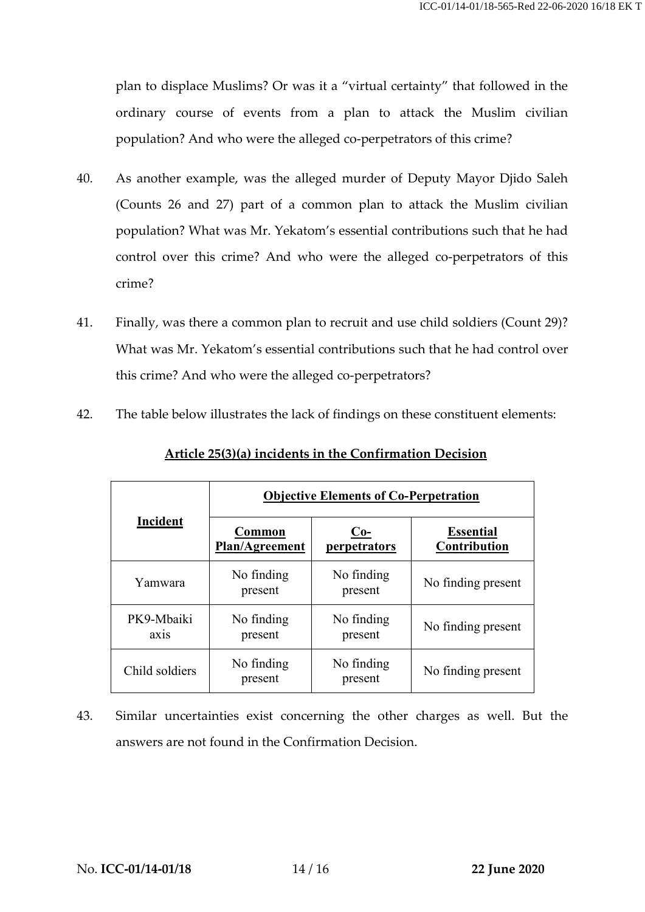plan to displace Muslims? Or was it a "virtual certainty" that followed in the ordinary course of events from a plan to attack the Muslim civilian population? And who were the alleged co-perpetrators of this crime?

40. As another example, was the alleged murder of Deputy Mayor Djido Saleh (Counts 26 and 27) part of a common plan to attack the Muslim civilian population? What was Mr. Yekatom's essential contributions such that he had control over this crime? And who were the alleged co-perpetrators of this crime?

41. Finally, was there a common plan to recruit and use child soldiers (Count 29)? What was Mr. Yekatom's essential contributions such that he had control over this crime? And who were the alleged co-perpetrators?

42. The table below illustrates the lack of findings on these constituent elements:

**Article 25(3)(a) incidents in the Confirmation Decision**

| **Incident** | **Objective Elements of Co-Perpetration** | | |
|---|---|---|---|
| | **Common Plan/Agreement** | **Co-perpetrators** | **Essential Contribution** |
| Yamwara | No finding present | No finding present | No finding present |
| PK9-Mbaiki axis | No finding present | No finding present | No finding present |
| Child soldiers | No finding present | No finding present | No finding present |

43. Similar uncertainties exist concerning the other charges as well. But the answers are not found in the Confirmation Decision.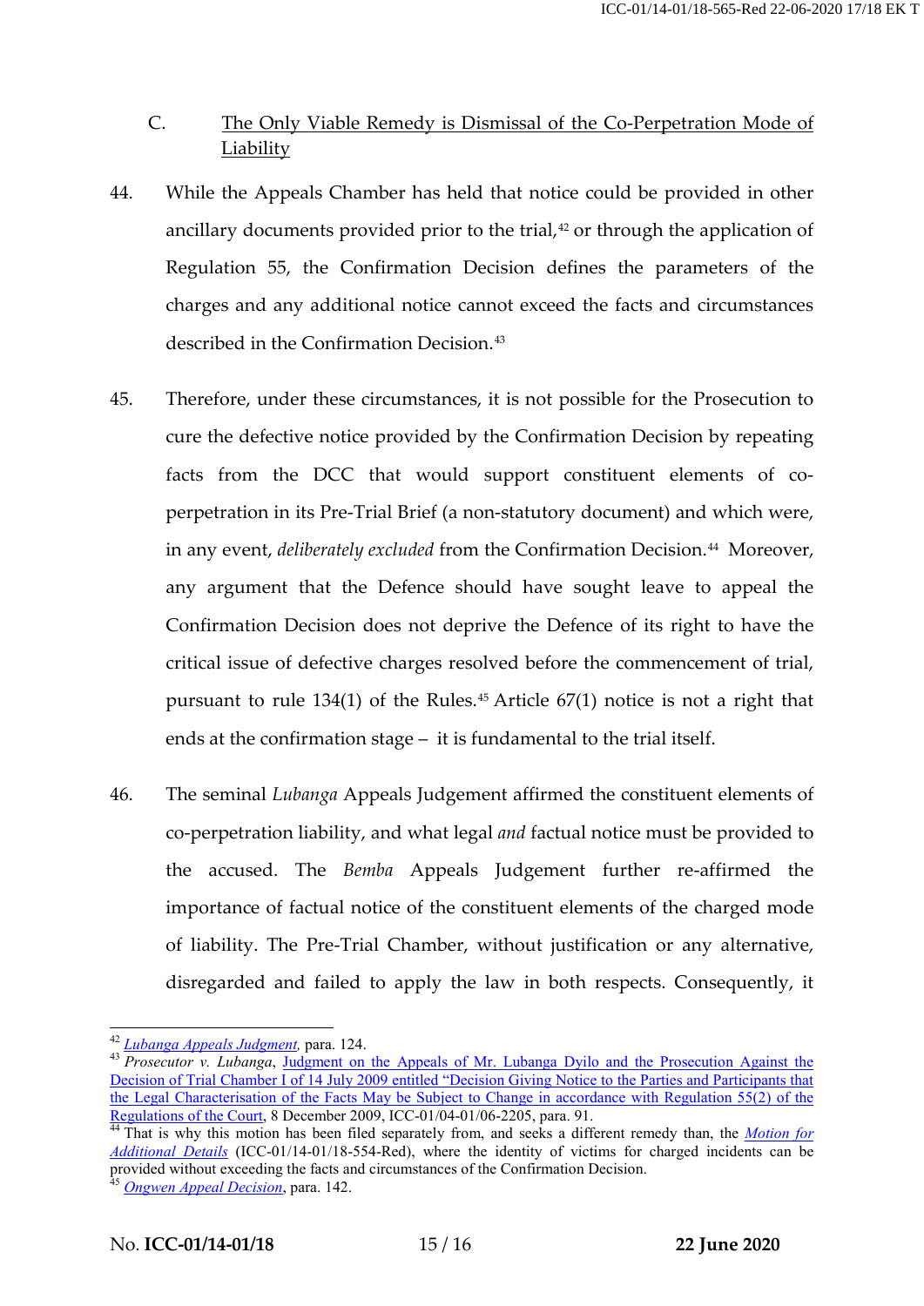C. <u>The Only Viable Remedy is Dismissal of the Co-Perpetration Mode of Liability</u>

44. While the Appeals Chamber has held that notice could be provided in other ancillary documents provided prior to the trial,[42] or through the application of Regulation 55, the Confirmation Decision defines the parameters of the charges and any additional notice cannot exceed the facts and circumstances described in the Confirmation Decision.[43]

45. Therefore, under these circumstances, it is not possible for the Prosecution to cure the defective notice provided by the Confirmation Decision by repeating facts from the DCC that would support constituent elements of co-perpetration in its Pre-Trial Brief (a non-statutory document) and which were, in any event, *deliberately excluded* from the Confirmation Decision.[44] Moreover, any argument that the Defence should have sought leave to appeal the Confirmation Decision does not deprive the Defence of its right to have the critical issue of defective charges resolved before the commencement of trial, pursuant to rule 134(1) of the Rules.[45] Article 67(1) notice is not a right that ends at the confirmation stage – it is fundamental to the trial itself.

46. The seminal *Lubanga* Appeals Judgement affirmed the constituent elements of co-perpetration liability, and what legal *and* factual notice must be provided to the accused. The *Bemba* Appeals Judgement further re-affirmed the importance of factual notice of the constituent elements of the charged mode of liability. The Pre-Trial Chamber, without justification or any alternative, disregarded and failed to apply the law in both respects. Consequently, it

---

[42] *Lubanga Appeals Judgment*, para. 124.

[43] *Prosecutor v. Lubanga*, Judgment on the Appeals of Mr. Lubanga Dyilo and the Prosecution Against the Decision of Trial Chamber I of 14 July 2009 entitled "Decision Giving Notice to the Parties and Participants that the Legal Characterisation of the Facts May be Subject to Change in accordance with Regulation 55(2) of the Regulations of the Court, 8 December 2009, ICC-01/04-01/06-2205, para. 91.

[44] That is why this motion has been filed separately from, and seeks a different remedy than, the *Motion for Additional Details* (ICC-01/14-01/18-554-Red), where the identity of victims for charged incidents can be provided without exceeding the facts and circumstances of the Confirmation Decision.

[45] *Ongwen Appeal Decision*, para. 142.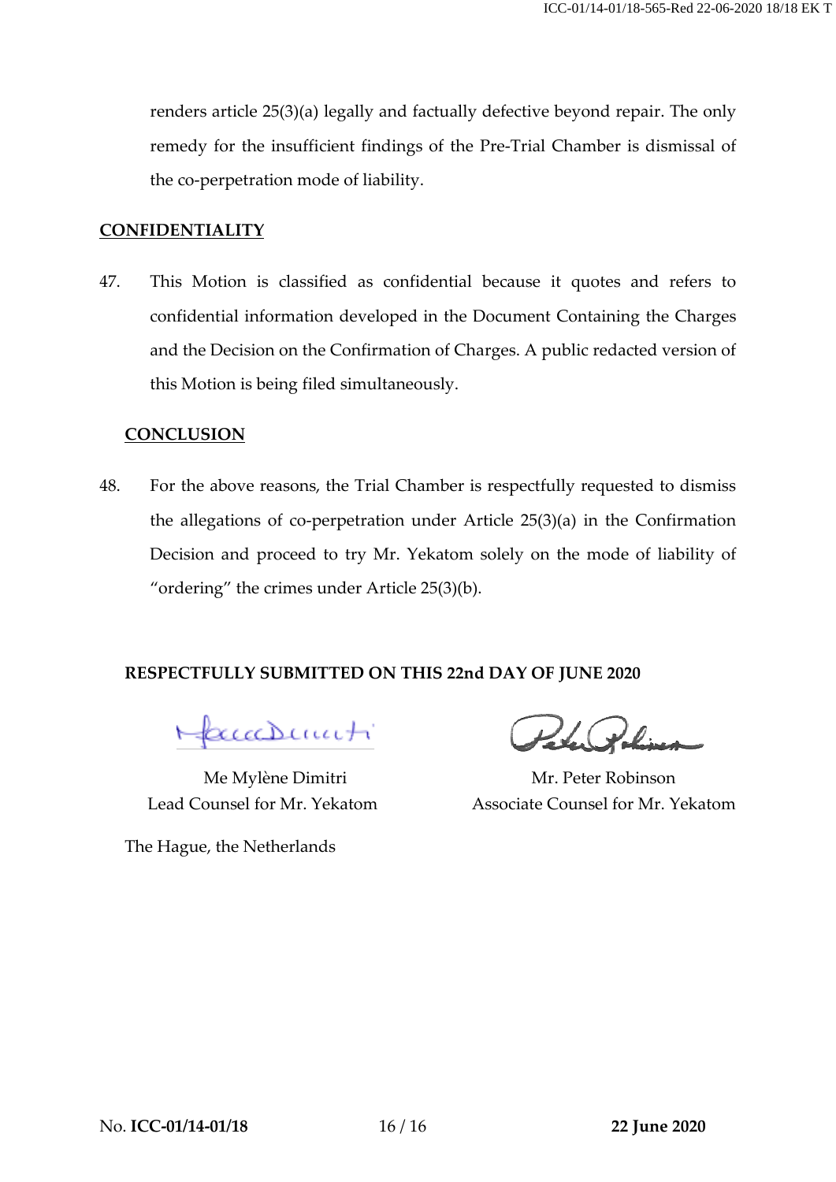renders article 25(3)(a) legally and factually defective beyond repair. The only remedy for the insufficient findings of the Pre-Trial Chamber is dismissal of the co-perpetration mode of liability.

## CONFIDENTIALITY

47. This Motion is classified as confidential because it quotes and refers to confidential information developed in the Document Containing the Charges and the Decision on the Confirmation of Charges. A public redacted version of this Motion is being filed simultaneously.

## CONCLUSION

48. For the above reasons, the Trial Chamber is respectfully requested to dismiss the allegations of co-perpetration under Article 25(3)(a) in the Confirmation Decision and proceed to try Mr. Yekatom solely on the mode of liability of "ordering" the crimes under Article 25(3)(b).

**RESPECTFULLY SUBMITTED ON THIS 22nd DAY OF JUNE 2020**

Me Mylène Dimitri
Lead Counsel for Mr. Yekatom

Mr. Peter Robinson
Associate Counsel for Mr. Yekatom

The Hague, the Netherlands